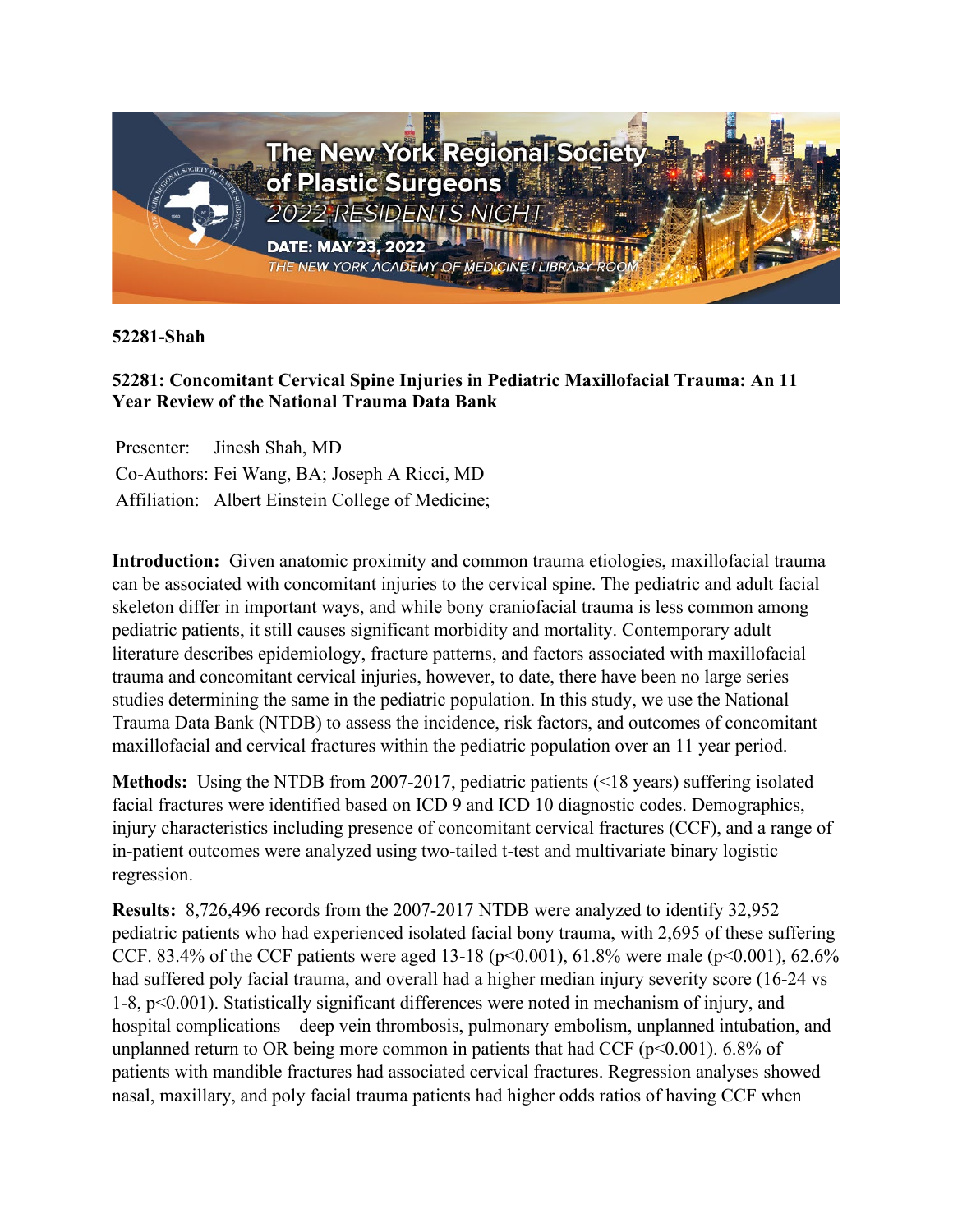**52281-Shah**

**52281: Concomitant Cervical Spine Injuries in Pediatric Maxillofacial Trauma: An 11 Year Review of the National Trauma Data Bank**

Presenter: Jinesh Shah, MD
Co-Authors: Fei Wang, BA; Joseph A Ricci, MD
Affiliation: Albert Einstein College of Medicine;

**Introduction:** Given anatomic proximity and common trauma etiologies, maxillofacial trauma can be associated with concomitant injuries to the cervical spine. The pediatric and adult facial skeleton differ in important ways, and while bony craniofacial trauma is less common among pediatric patients, it still causes significant morbidity and mortality. Contemporary adult literature describes epidemiology, fracture patterns, and factors associated with maxillofacial trauma and concomitant cervical injuries, however, to date, there have been no large series studies determining the same in the pediatric population. In this study, we use the National Trauma Data Bank (NTDB) to assess the incidence, risk factors, and outcomes of concomitant maxillofacial and cervical fractures within the pediatric population over an 11 year period.

**Methods:** Using the NTDB from 2007-2017, pediatric patients (<18 years) suffering isolated facial fractures were identified based on ICD 9 and ICD 10 diagnostic codes. Demographics, injury characteristics including presence of concomitant cervical fractures (CCF), and a range of in-patient outcomes were analyzed using two-tailed t-test and multivariate binary logistic regression.

**Results:** 8,726,496 records from the 2007-2017 NTDB were analyzed to identify 32,952 pediatric patients who had experienced isolated facial bony trauma, with 2,695 of these suffering CCF. 83.4% of the CCF patients were aged 13-18 ($p<0.001$), 61.8% were male ($p<0.001$), 62.6% had suffered poly facial trauma, and overall had a higher median injury severity score (16-24 vs 1-8, $p<0.001$). Statistically significant differences were noted in mechanism of injury, and hospital complications – deep vein thrombosis, pulmonary embolism, unplanned intubation, and unplanned return to OR being more common in patients that had CCF ($p<0.001$). 6.8% of patients with mandible fractures had associated cervical fractures. Regression analyses showed nasal, maxillary, and poly facial trauma patients had higher odds ratios of having CCF when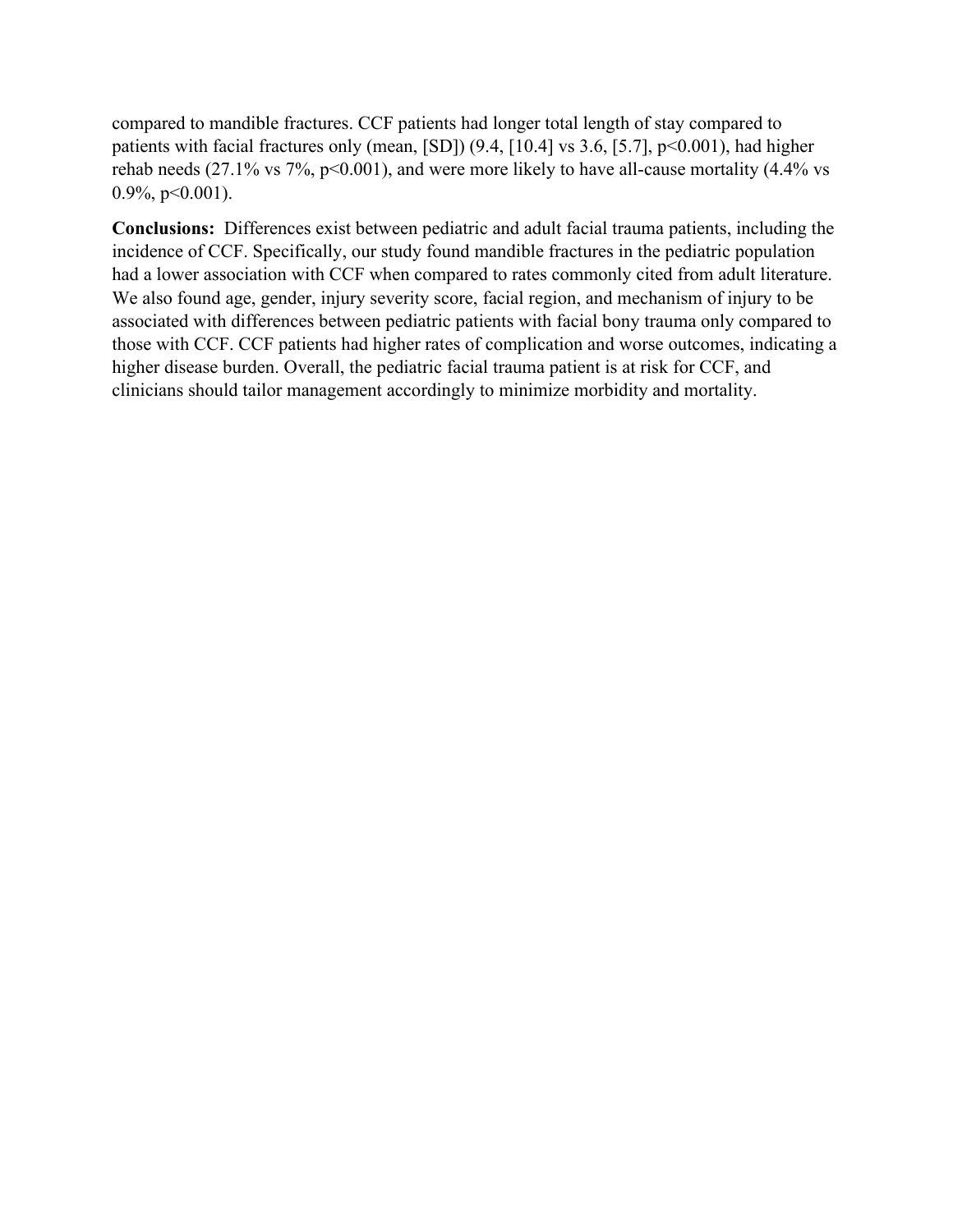compared to mandible fractures. CCF patients had longer total length of stay compared to patients with facial fractures only (mean, [SD]) (9.4, [10.4] vs 3.6, [5.7], $p<0.001$), had higher rehab needs (27.1% vs 7%, $p<0.001$), and were more likely to have all-cause mortality (4.4% vs 0.9%, $p<0.001$).

**Conclusions:** Differences exist between pediatric and adult facial trauma patients, including the incidence of CCF. Specifically, our study found mandible fractures in the pediatric population had a lower association with CCF when compared to rates commonly cited from adult literature. We also found age, gender, injury severity score, facial region, and mechanism of injury to be associated with differences between pediatric patients with facial bony trauma only compared to those with CCF. CCF patients had higher rates of complication and worse outcomes, indicating a higher disease burden. Overall, the pediatric facial trauma patient is at risk for CCF, and clinicians should tailor management accordingly to minimize morbidity and mortality.